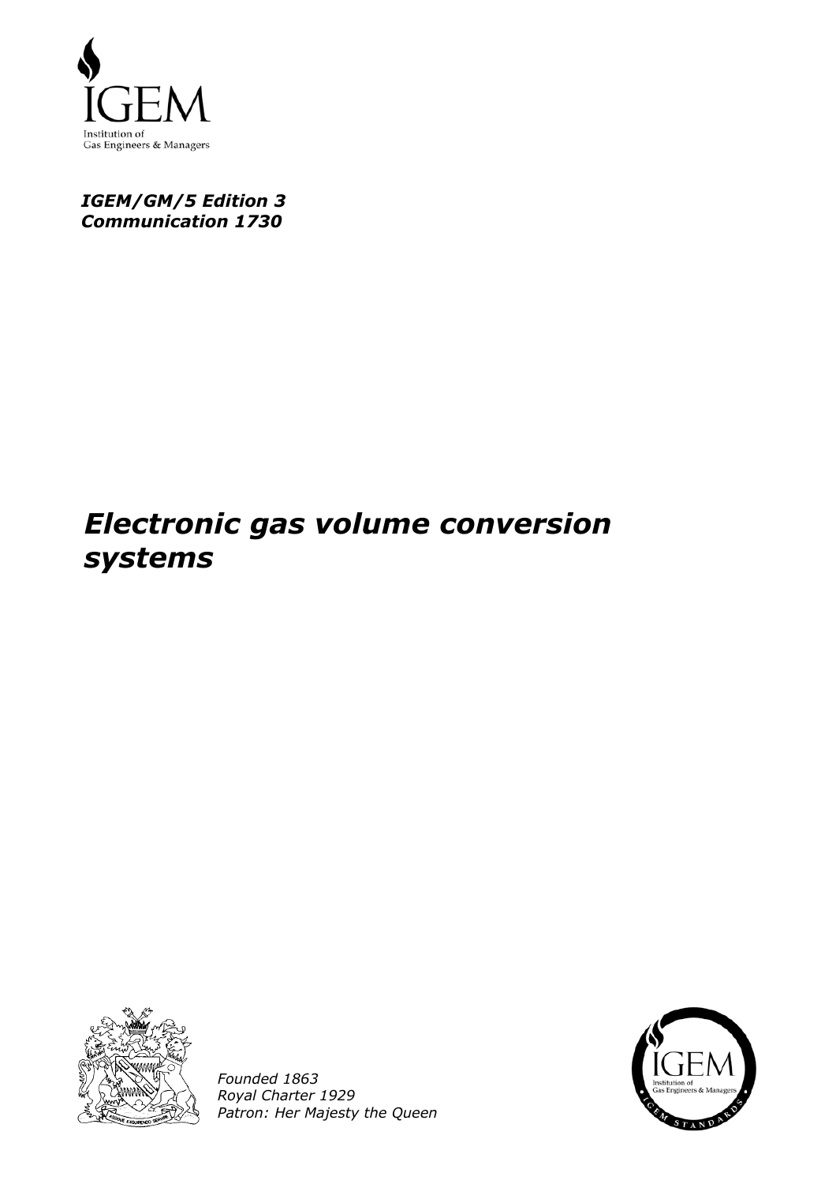IGEM

Institution of Gas Engineers & Managers

***IGEM/GM/5 Edition 3***
***Communication 1730***

# *Electronic gas volume conversion systems*

*Founded 1863*
*Royal Charter 1929*
*Patron: Her Majesty the Queen*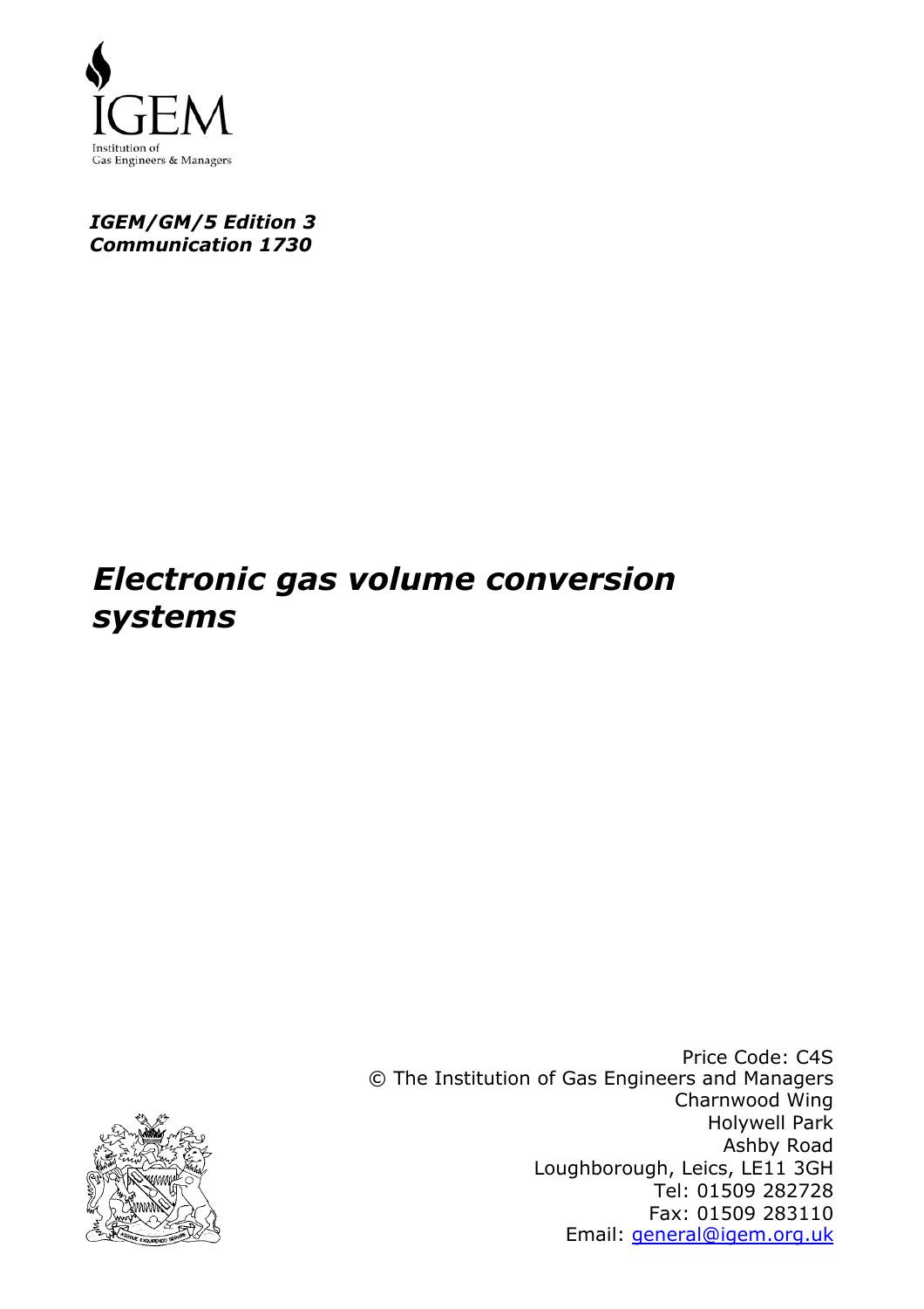Institution of
Gas Engineers & Managers

***IGEM/GM/5 Edition 3***
***Communication 1730***

# *Electronic gas volume conversion systems*

Price Code: C4S
© The Institution of Gas Engineers and Managers
Charnwood Wing
Holywell Park
Ashby Road
Loughborough, Leics, LE11 3GH
Tel: 01509 282728
Fax: 01509 283110
Email: general@igem.org.uk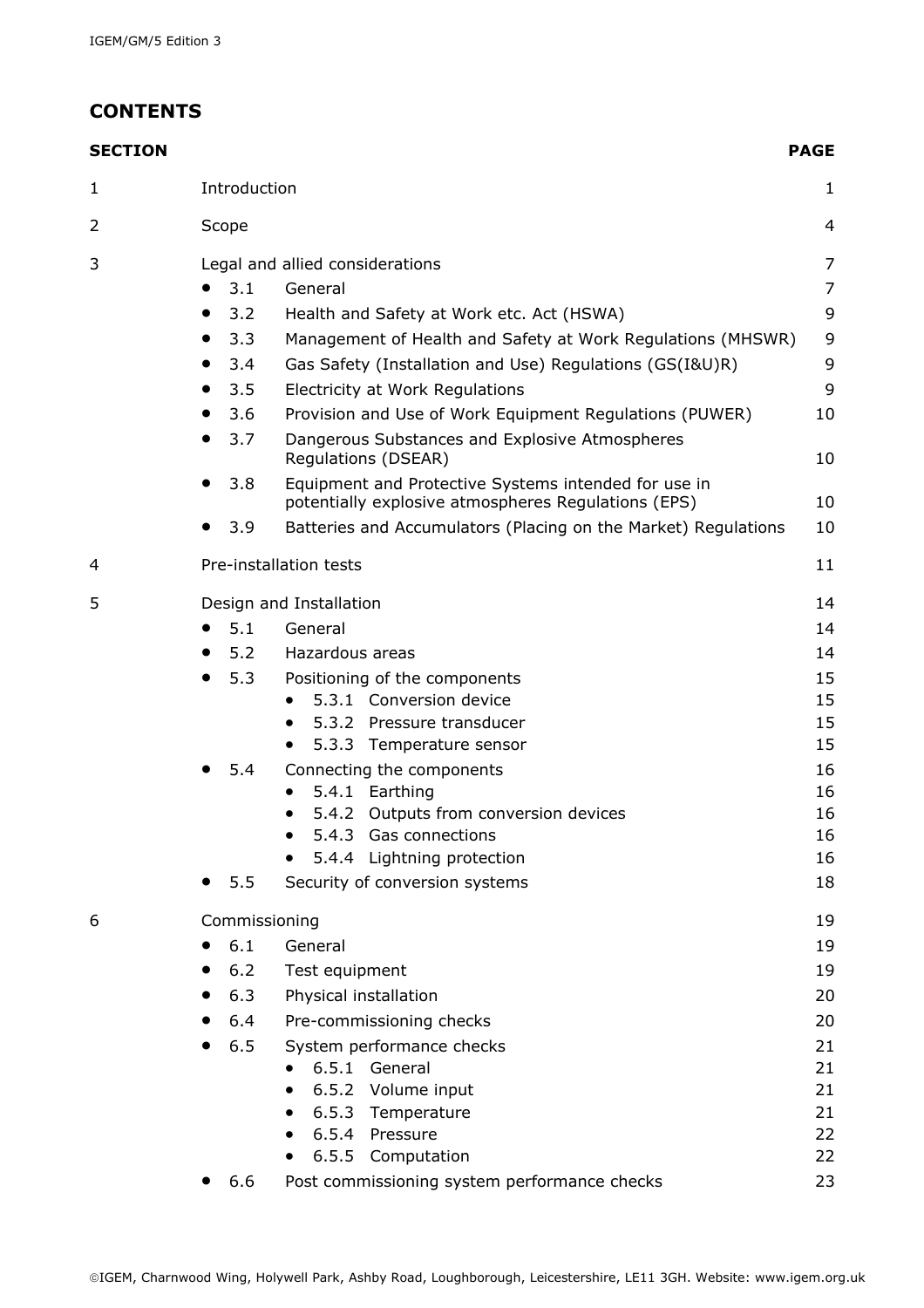## CONTENTS

| SECTION | | PAGE |
|---|---|---|
| 1 | Introduction | 1 |
| 2 | Scope | 4 |
| 3 | Legal and allied considerations | 7 |
| | • 3.1 General | 7 |
| | • 3.2 Health and Safety at Work etc. Act (HSWA) | 9 |
| | • 3.3 Management of Health and Safety at Work Regulations (MHSWR) | 9 |
| | • 3.4 Gas Safety (Installation and Use) Regulations (GS(I&U)R) | 9 |
| | • 3.5 Electricity at Work Regulations | 9 |
| | • 3.6 Provision and Use of Work Equipment Regulations (PUWER) | 10 |
| | • 3.7 Dangerous Substances and Explosive Atmospheres Regulations (DSEAR) | 10 |
| | • 3.8 Equipment and Protective Systems intended for use in potentially explosive atmospheres Regulations (EPS) | 10 |
| | • 3.9 Batteries and Accumulators (Placing on the Market) Regulations | 10 |
| 4 | Pre-installation tests | 11 |
| 5 | Design and Installation | 14 |
| | • 5.1 General | 14 |
| | • 5.2 Hazardous areas | 14 |
| | • 5.3 Positioning of the components | 15 |
| | • 5.3.1 Conversion device | 15 |
| | • 5.3.2 Pressure transducer | 15 |
| | • 5.3.3 Temperature sensor | 15 |
| | • 5.4 Connecting the components | 16 |
| | • 5.4.1 Earthing | 16 |
| | • 5.4.2 Outputs from conversion devices | 16 |
| | • 5.4.3 Gas connections | 16 |
| | • 5.4.4 Lightning protection | 16 |
| | • 5.5 Security of conversion systems | 18 |
| 6 | Commissioning | 19 |
| | • 6.1 General | 19 |
| | • 6.2 Test equipment | 19 |
| | • 6.3 Physical installation | 20 |
| | • 6.4 Pre-commissioning checks | 20 |
| | • 6.5 System performance checks | 21 |
| | • 6.5.1 General | 21 |
| | • 6.5.2 Volume input | 21 |
| | • 6.5.3 Temperature | 21 |
| | • 6.5.4 Pressure | 22 |
| | • 6.5.5 Computation | 22 |
| | • 6.6 Post commissioning system performance checks | 23 |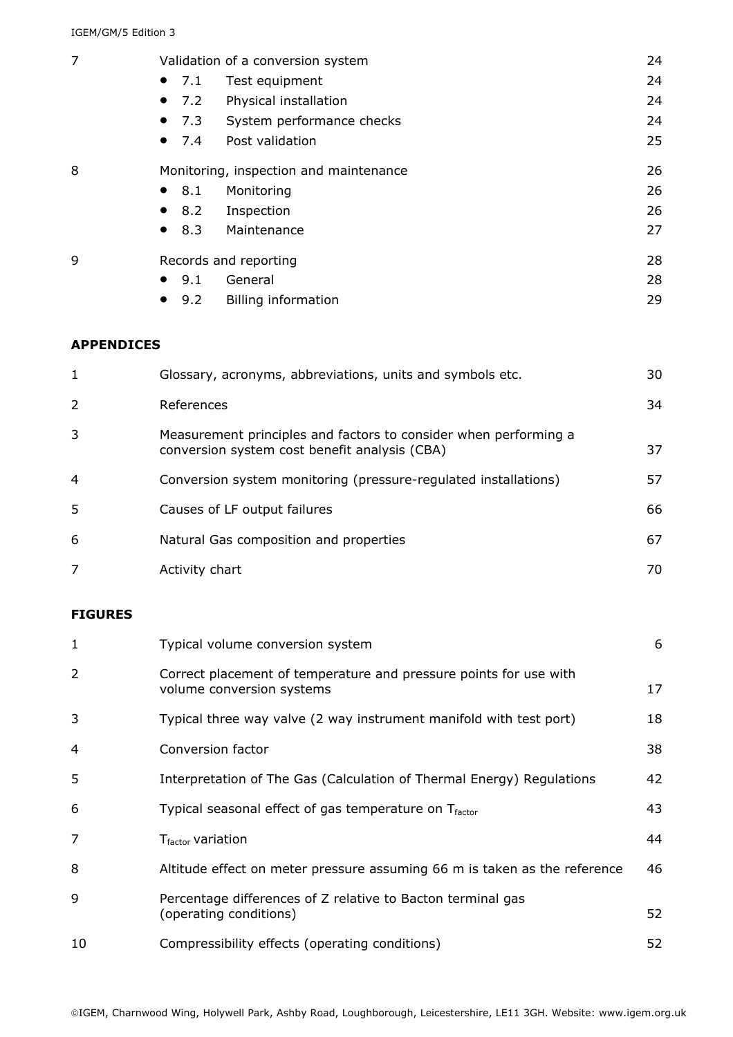| | | |
|---|---|---|
| 7 | Validation of a conversion system | 24 |
| | • 7.1 Test equipment | 24 |
| | • 7.2 Physical installation | 24 |
| | • 7.3 System performance checks | 24 |
| | • 7.4 Post validation | 25 |
| 8 | Monitoring, inspection and maintenance | 26 |
| | • 8.1 Monitoring | 26 |
| | • 8.2 Inspection | 26 |
| | • 8.3 Maintenance | 27 |
| 9 | Records and reporting | 28 |
| | • 9.1 General | 28 |
| | • 9.2 Billing information | 29 |

**APPENDICES**

| | | |
|---|---|---|
| 1 | Glossary, acronyms, abbreviations, units and symbols etc. | 30 |
| 2 | References | 34 |
| 3 | Measurement principles and factors to consider when performing a conversion system cost benefit analysis (CBA) | 37 |
| 4 | Conversion system monitoring (pressure-regulated installations) | 57 |
| 5 | Causes of LF output failures | 66 |
| 6 | Natural Gas composition and properties | 67 |
| 7 | Activity chart | 70 |

**FIGURES**

| | | |
|---|---|---|
| 1 | Typical volume conversion system | 6 |
| 2 | Correct placement of temperature and pressure points for use with volume conversion systems | 17 |
| 3 | Typical three way valve (2 way instrument manifold with test port) | 18 |
| 4 | Conversion factor | 38 |
| 5 | Interpretation of The Gas (Calculation of Thermal Energy) Regulations | 42 |
| 6 | Typical seasonal effect of gas temperature on $T_{factor}$ | 43 |
| 7 | $T_{factor}$ variation | 44 |
| 8 | Altitude effect on meter pressure assuming 66 m is taken as the reference | 46 |
| 9 | Percentage differences of Z relative to Bacton terminal gas (operating conditions) | 52 |
| 10 | Compressibility effects (operating conditions) | 52 |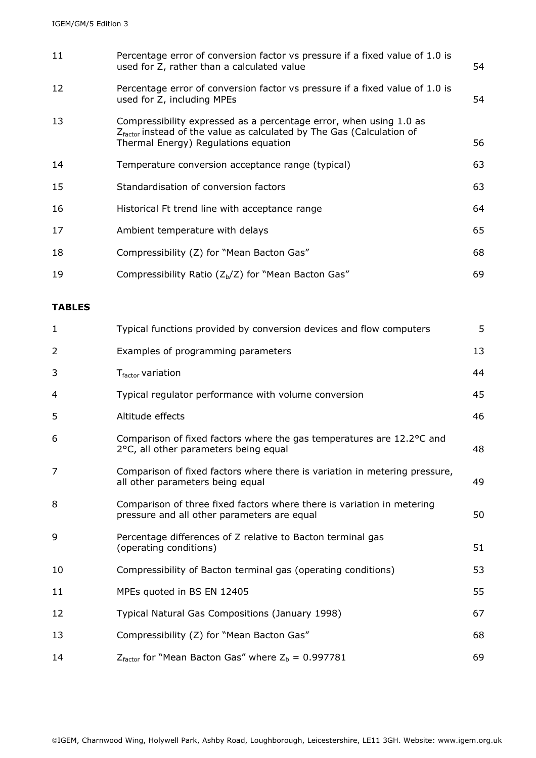| | | |
|---|---|---|
| 11 | Percentage error of conversion factor vs pressure if a fixed value of 1.0 is used for Z, rather than a calculated value | 54 |
| 12 | Percentage error of conversion factor vs pressure if a fixed value of 1.0 is used for Z, including MPEs | 54 |
| 13 | Compressibility expressed as a percentage error, when using 1.0 as $Z_{factor}$ instead of the value as calculated by The Gas (Calculation of Thermal Energy) Regulations equation | 56 |
| 14 | Temperature conversion acceptance range (typical) | 63 |
| 15 | Standardisation of conversion factors | 63 |
| 16 | Historical Ft trend line with acceptance range | 64 |
| 17 | Ambient temperature with delays | 65 |
| 18 | Compressibility (Z) for "Mean Bacton Gas" | 68 |
| 19 | Compressibility Ratio ($Z_b$/Z) for "Mean Bacton Gas" | 69 |

**TABLES**

| | | |
|---|---|---|
| 1 | Typical functions provided by conversion devices and flow computers | 5 |
| 2 | Examples of programming parameters | 13 |
| 3 | $T_{factor}$ variation | 44 |
| 4 | Typical regulator performance with volume conversion | 45 |
| 5 | Altitude effects | 46 |
| 6 | Comparison of fixed factors where the gas temperatures are 12.2°C and 2°C, all other parameters being equal | 48 |
| 7 | Comparison of fixed factors where there is variation in metering pressure, all other parameters being equal | 49 |
| 8 | Comparison of three fixed factors where there is variation in metering pressure and all other parameters are equal | 50 |
| 9 | Percentage differences of Z relative to Bacton terminal gas (operating conditions) | 51 |
| 10 | Compressibility of Bacton terminal gas (operating conditions) | 53 |
| 11 | MPEs quoted in BS EN 12405 | 55 |
| 12 | Typical Natural Gas Compositions (January 1998) | 67 |
| 13 | Compressibility (Z) for "Mean Bacton Gas" | 68 |
| 14 | $Z_{factor}$ for "Mean Bacton Gas" where $Z_b$ = 0.997781 | 69 |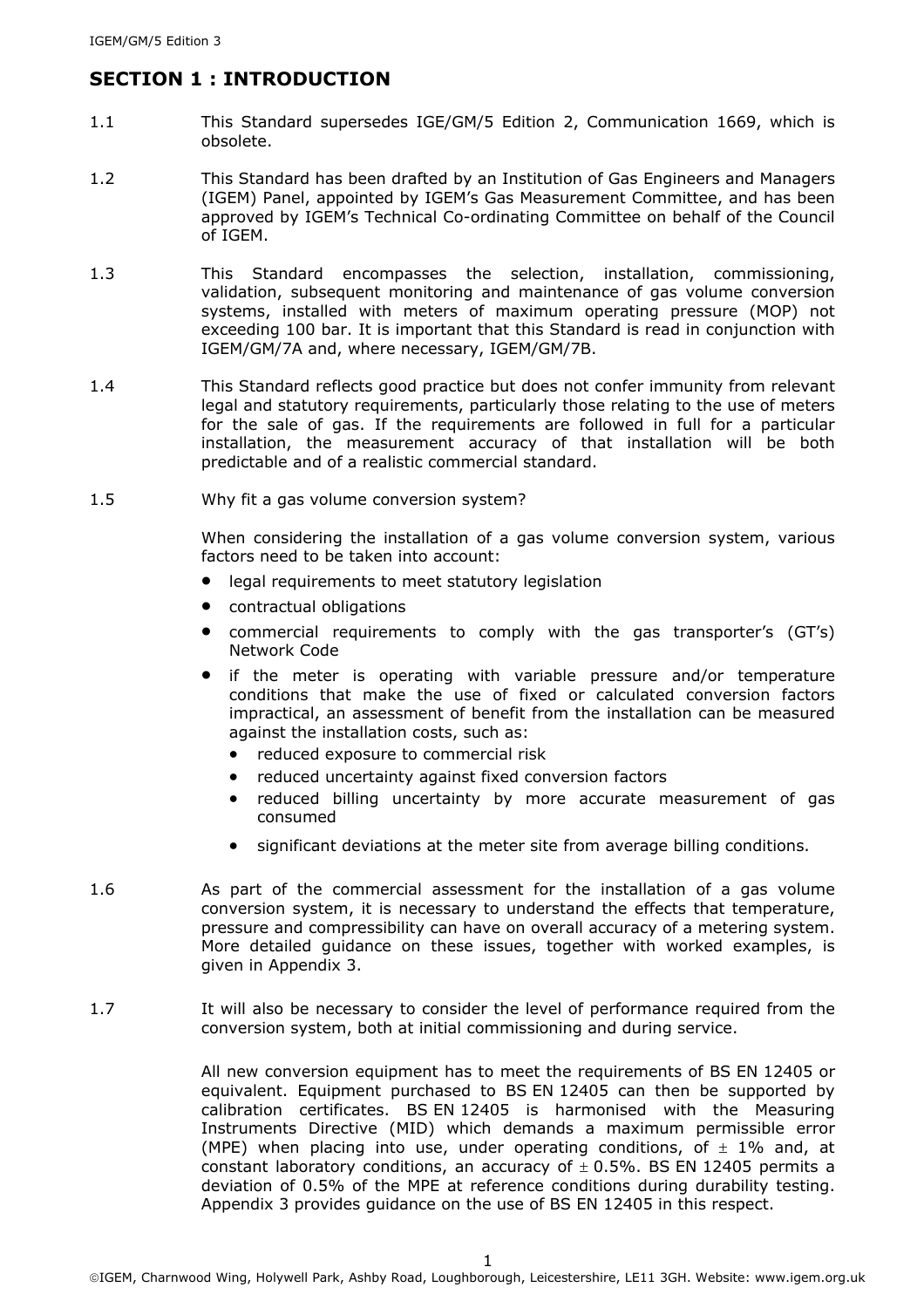## SECTION 1 : INTRODUCTION

1.1 This Standard supersedes IGE/GM/5 Edition 2, Communication 1669, which is obsolete.

1.2 This Standard has been drafted by an Institution of Gas Engineers and Managers (IGEM) Panel, appointed by IGEM's Gas Measurement Committee, and has been approved by IGEM's Technical Co-ordinating Committee on behalf of the Council of IGEM.

1.3 This Standard encompasses the selection, installation, commissioning, validation, subsequent monitoring and maintenance of gas volume conversion systems, installed with meters of maximum operating pressure (MOP) not exceeding 100 bar. It is important that this Standard is read in conjunction with IGEM/GM/7A and, where necessary, IGEM/GM/7B.

1.4 This Standard reflects good practice but does not confer immunity from relevant legal and statutory requirements, particularly those relating to the use of meters for the sale of gas. If the requirements are followed in full for a particular installation, the measurement accuracy of that installation will be both predictable and of a realistic commercial standard.

1.5 Why fit a gas volume conversion system?

When considering the installation of a gas volume conversion system, various factors need to be taken into account:

- legal requirements to meet statutory legislation
- contractual obligations
- commercial requirements to comply with the gas transporter's (GT's) Network Code
- if the meter is operating with variable pressure and/or temperature conditions that make the use of fixed or calculated conversion factors impractical, an assessment of benefit from the installation can be measured against the installation costs, such as:
  - reduced exposure to commercial risk
  - reduced uncertainty against fixed conversion factors
  - reduced billing uncertainty by more accurate measurement of gas consumed
  - significant deviations at the meter site from average billing conditions.

1.6 As part of the commercial assessment for the installation of a gas volume conversion system, it is necessary to understand the effects that temperature, pressure and compressibility can have on overall accuracy of a metering system. More detailed guidance on these issues, together with worked examples, is given in Appendix 3.

1.7 It will also be necessary to consider the level of performance required from the conversion system, both at initial commissioning and during service.

All new conversion equipment has to meet the requirements of BS EN 12405 or equivalent. Equipment purchased to BS EN 12405 can then be supported by calibration certificates. BS EN 12405 is harmonised with the Measuring Instruments Directive (MID) which demands a maximum permissible error (MPE) when placing into use, under operating conditions, of $\pm$ 1% and, at constant laboratory conditions, an accuracy of $\pm$ 0.5%. BS EN 12405 permits a deviation of 0.5% of the MPE at reference conditions during durability testing. Appendix 3 provides guidance on the use of BS EN 12405 in this respect.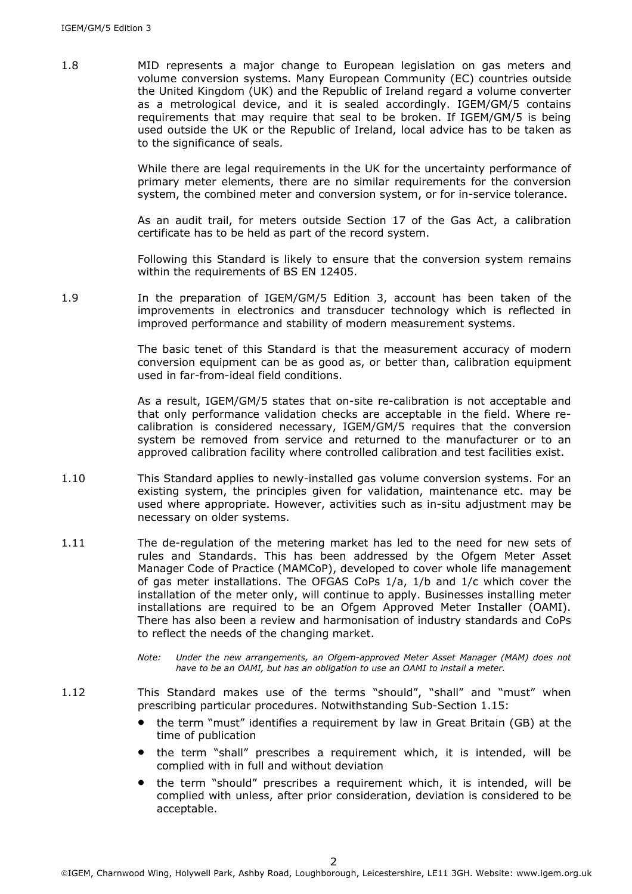1.8 MID represents a major change to European legislation on gas meters and volume conversion systems. Many European Community (EC) countries outside the United Kingdom (UK) and the Republic of Ireland regard a volume converter as a metrological device, and it is sealed accordingly. IGEM/GM/5 contains requirements that may require that seal to be broken. If IGEM/GM/5 is being used outside the UK or the Republic of Ireland, local advice has to be taken as to the significance of seals.

While there are legal requirements in the UK for the uncertainty performance of primary meter elements, there are no similar requirements for the conversion system, the combined meter and conversion system, or for in-service tolerance.

As an audit trail, for meters outside Section 17 of the Gas Act, a calibration certificate has to be held as part of the record system.

Following this Standard is likely to ensure that the conversion system remains within the requirements of BS EN 12405.

1.9 In the preparation of IGEM/GM/5 Edition 3, account has been taken of the improvements in electronics and transducer technology which is reflected in improved performance and stability of modern measurement systems.

The basic tenet of this Standard is that the measurement accuracy of modern conversion equipment can be as good as, or better than, calibration equipment used in far-from-ideal field conditions.

As a result, IGEM/GM/5 states that on-site re-calibration is not acceptable and that only performance validation checks are acceptable in the field. Where re-calibration is considered necessary, IGEM/GM/5 requires that the conversion system be removed from service and returned to the manufacturer or to an approved calibration facility where controlled calibration and test facilities exist.

1.10 This Standard applies to newly-installed gas volume conversion systems. For an existing system, the principles given for validation, maintenance etc. may be used where appropriate. However, activities such as in-situ adjustment may be necessary on older systems.

1.11 The de-regulation of the metering market has led to the need for new sets of rules and Standards. This has been addressed by the Ofgem Meter Asset Manager Code of Practice (MAMCoP), developed to cover whole life management of gas meter installations. The OFGAS CoPs 1/a, 1/b and 1/c which cover the installation of the meter only, will continue to apply. Businesses installing meter installations are required to be an Ofgem Approved Meter Installer (OAMI). There has also been a review and harmonisation of industry standards and CoPs to reflect the needs of the changing market.

*Note: Under the new arrangements, an Ofgem-approved Meter Asset Manager (MAM) does not have to be an OAMI, but has an obligation to use an OAMI to install a meter.*

1.12 This Standard makes use of the terms "should", "shall" and "must" when prescribing particular procedures. Notwithstanding Sub-Section 1.15:

- the term "must" identifies a requirement by law in Great Britain (GB) at the time of publication
- the term "shall" prescribes a requirement which, it is intended, will be complied with in full and without deviation
- the term "should" prescribes a requirement which, it is intended, will be complied with unless, after prior consideration, deviation is considered to be acceptable.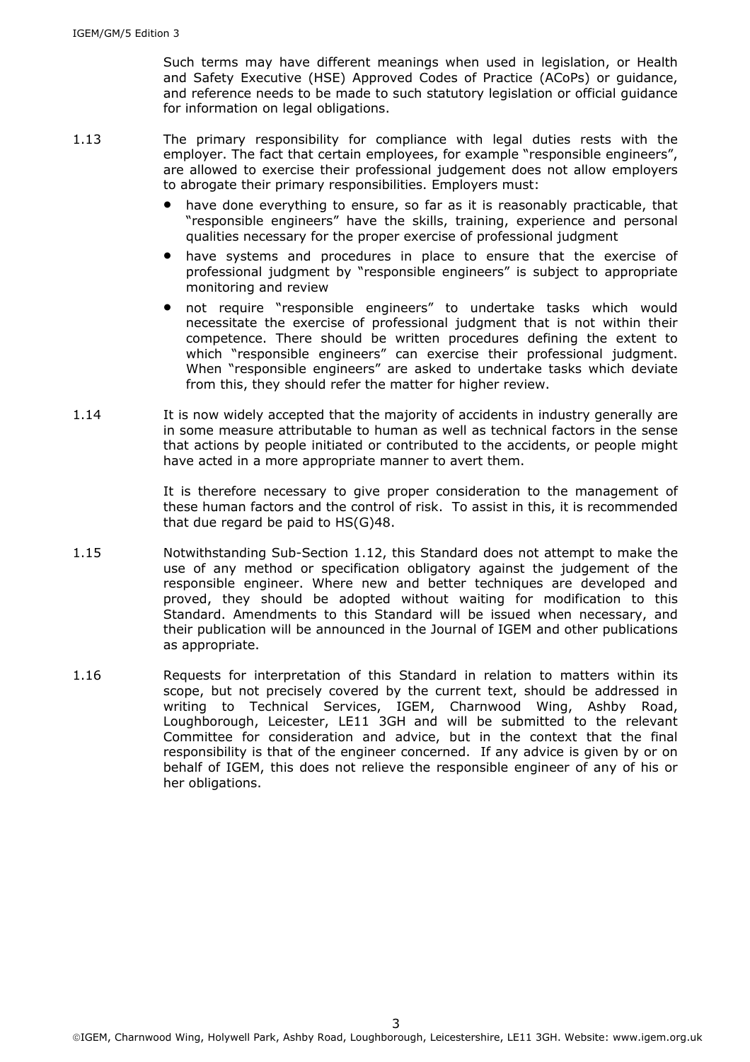Such terms may have different meanings when used in legislation, or Health and Safety Executive (HSE) Approved Codes of Practice (ACoPs) or guidance, and reference needs to be made to such statutory legislation or official guidance for information on legal obligations.

1.13 The primary responsibility for compliance with legal duties rests with the employer. The fact that certain employees, for example "responsible engineers", are allowed to exercise their professional judgement does not allow employers to abrogate their primary responsibilities. Employers must:

- have done everything to ensure, so far as it is reasonably practicable, that "responsible engineers" have the skills, training, experience and personal qualities necessary for the proper exercise of professional judgment
- have systems and procedures in place to ensure that the exercise of professional judgment by "responsible engineers" is subject to appropriate monitoring and review
- not require "responsible engineers" to undertake tasks which would necessitate the exercise of professional judgment that is not within their competence. There should be written procedures defining the extent to which "responsible engineers" can exercise their professional judgment. When "responsible engineers" are asked to undertake tasks which deviate from this, they should refer the matter for higher review.

1.14 It is now widely accepted that the majority of accidents in industry generally are in some measure attributable to human as well as technical factors in the sense that actions by people initiated or contributed to the accidents, or people might have acted in a more appropriate manner to avert them.

It is therefore necessary to give proper consideration to the management of these human factors and the control of risk. To assist in this, it is recommended that due regard be paid to HS(G)48.

1.15 Notwithstanding Sub-Section 1.12, this Standard does not attempt to make the use of any method or specification obligatory against the judgement of the responsible engineer. Where new and better techniques are developed and proved, they should be adopted without waiting for modification to this Standard. Amendments to this Standard will be issued when necessary, and their publication will be announced in the Journal of IGEM and other publications as appropriate.

1.16 Requests for interpretation of this Standard in relation to matters within its scope, but not precisely covered by the current text, should be addressed in writing to Technical Services, IGEM, Charnwood Wing, Ashby Road, Loughborough, Leicester, LE11 3GH and will be submitted to the relevant Committee for consideration and advice, but in the context that the final responsibility is that of the engineer concerned. If any advice is given by or on behalf of IGEM, this does not relieve the responsible engineer of any of his or her obligations.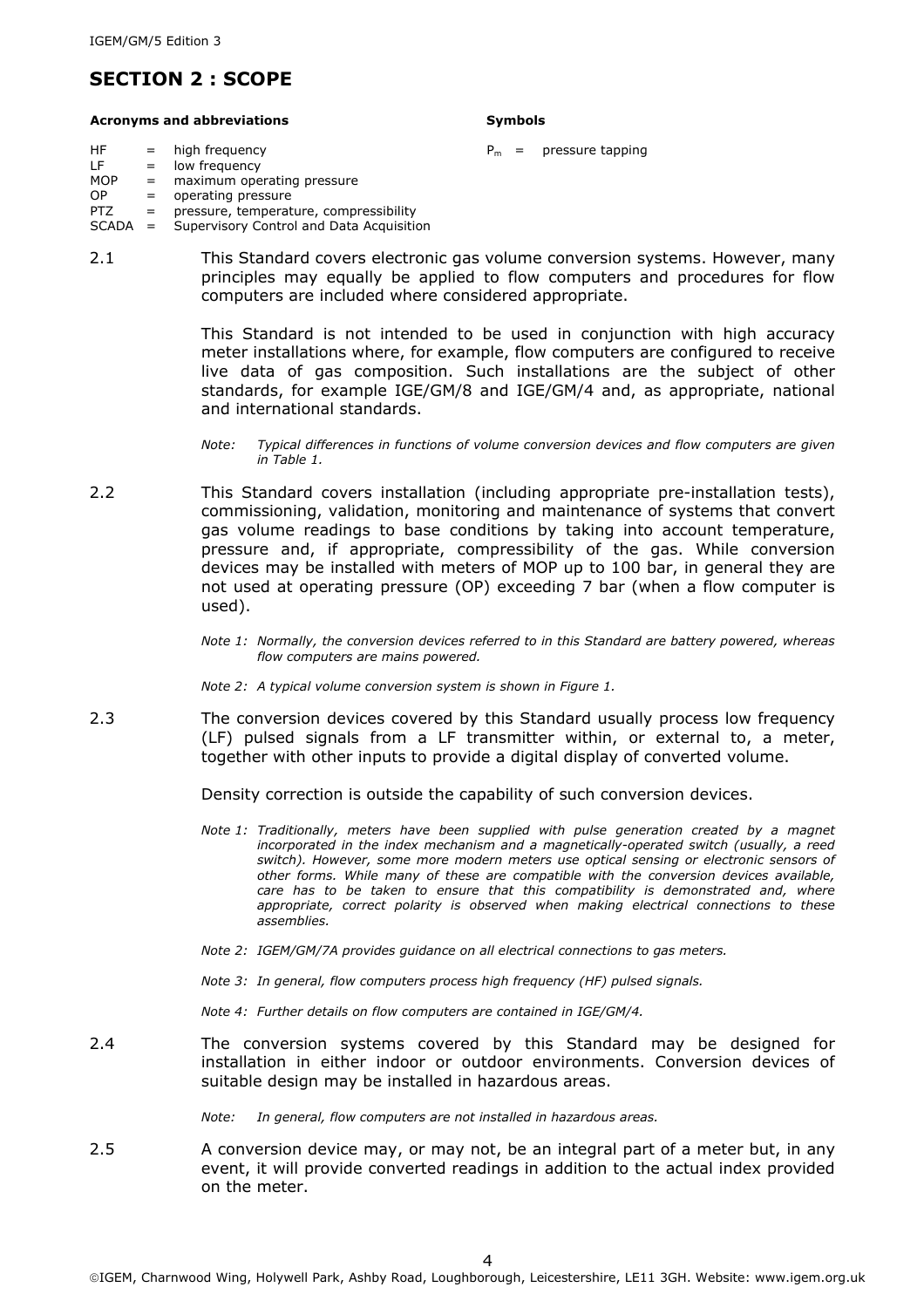## SECTION 2 : SCOPE

**Acronyms and abbreviations**

| | | |
|---|---|---|
| HF | = | high frequency |
| LF | = | low frequency |
| MOP | = | maximum operating pressure |
| OP | = | operating pressure |
| PTZ | = | pressure, temperature, compressibility |
| SCADA | = | Supervisory Control and Data Acquisition |

**Symbols**

$P_m$ = pressure tapping

2.1 This Standard covers electronic gas volume conversion systems. However, many principles may equally be applied to flow computers and procedures for flow computers are included where considered appropriate.

This Standard is not intended to be used in conjunction with high accuracy meter installations where, for example, flow computers are configured to receive live data of gas composition. Such installations are the subject of other standards, for example IGE/GM/8 and IGE/GM/4 and, as appropriate, national and international standards.

*Note: Typical differences in functions of volume conversion devices and flow computers are given in Table 1.*

2.2 This Standard covers installation (including appropriate pre-installation tests), commissioning, validation, monitoring and maintenance of systems that convert gas volume readings to base conditions by taking into account temperature, pressure and, if appropriate, compressibility of the gas. While conversion devices may be installed with meters of MOP up to 100 bar, in general they are not used at operating pressure (OP) exceeding 7 bar (when a flow computer is used).

*Note 1: Normally, the conversion devices referred to in this Standard are battery powered, whereas flow computers are mains powered.*

*Note 2: A typical volume conversion system is shown in Figure 1.*

2.3 The conversion devices covered by this Standard usually process low frequency (LF) pulsed signals from a LF transmitter within, or external to, a meter, together with other inputs to provide a digital display of converted volume.

Density correction is outside the capability of such conversion devices.

*Note 1: Traditionally, meters have been supplied with pulse generation created by a magnet incorporated in the index mechanism and a magnetically-operated switch (usually, a reed switch). However, some more modern meters use optical sensing or electronic sensors of other forms. While many of these are compatible with the conversion devices available, care has to be taken to ensure that this compatibility is demonstrated and, where appropriate, correct polarity is observed when making electrical connections to these assemblies.*

*Note 2: IGEM/GM/7A provides guidance on all electrical connections to gas meters.*

*Note 3: In general, flow computers process high frequency (HF) pulsed signals.*

*Note 4: Further details on flow computers are contained in IGE/GM/4.*

2.4 The conversion systems covered by this Standard may be designed for installation in either indoor or outdoor environments. Conversion devices of suitable design may be installed in hazardous areas.

*Note: In general, flow computers are not installed in hazardous areas.*

2.5 A conversion device may, or may not, be an integral part of a meter but, in any event, it will provide converted readings in addition to the actual index provided on the meter.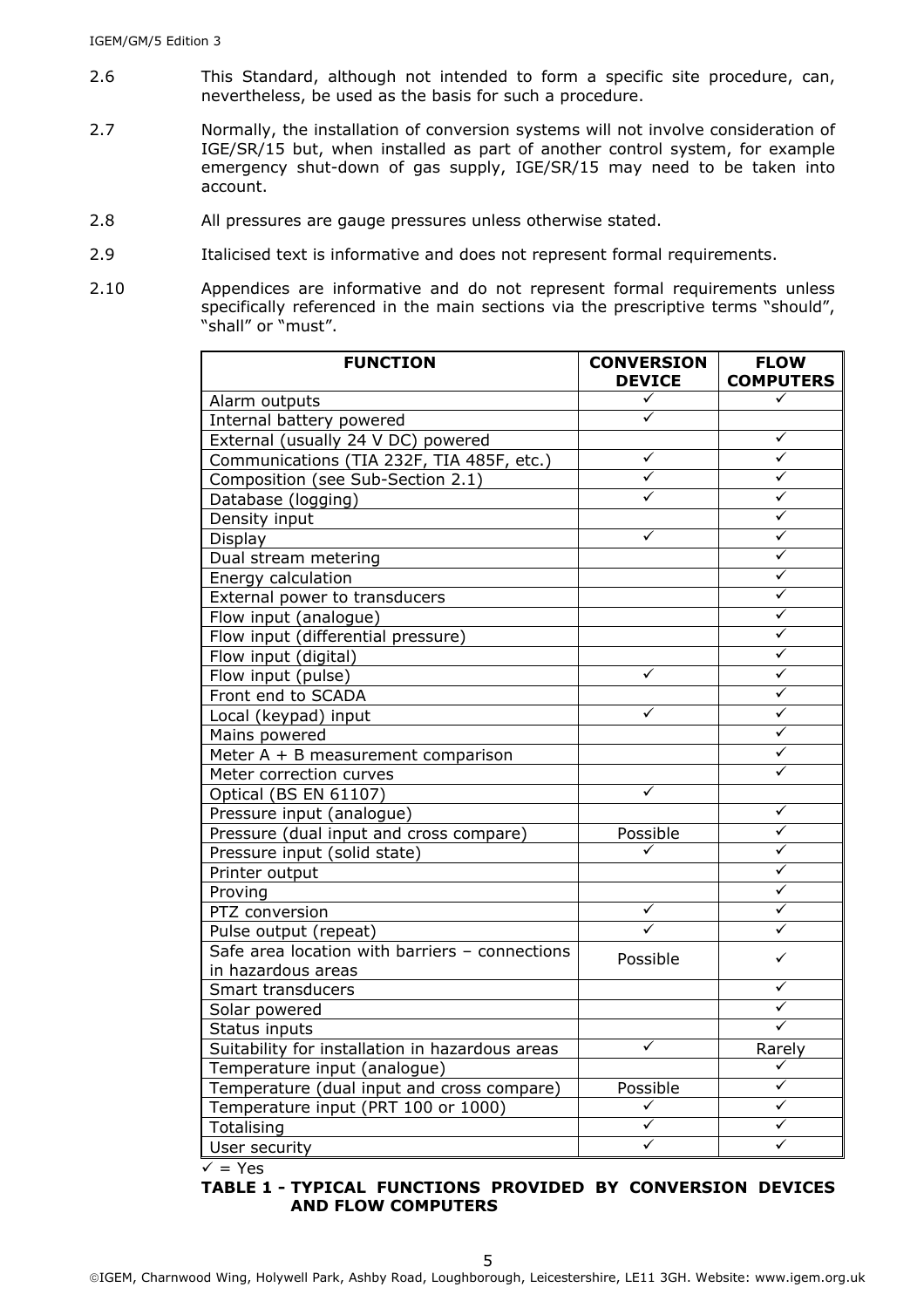2.6 This Standard, although not intended to form a specific site procedure, can, nevertheless, be used as the basis for such a procedure.

2.7 Normally, the installation of conversion systems will not involve consideration of IGE/SR/15 but, when installed as part of another control system, for example emergency shut-down of gas supply, IGE/SR/15 may need to be taken into account.

2.8 All pressures are gauge pressures unless otherwise stated.

2.9 Italicised text is informative and does not represent formal requirements.

2.10 Appendices are informative and do not represent formal requirements unless specifically referenced in the main sections via the prescriptive terms "should", "shall" or "must".

| FUNCTION | CONVERSION DEVICE | FLOW COMPUTERS |
|---|---|---|
| Alarm outputs | ✓ | ✓ |
| Internal battery powered | ✓ | |
| External (usually 24 V DC) powered | | ✓ |
| Communications (TIA 232F, TIA 485F, etc.) | ✓ | ✓ |
| Composition (see Sub-Section 2.1) | ✓ | ✓ |
| Database (logging) | ✓ | ✓ |
| Density input | | ✓ |
| Display | ✓ | ✓ |
| Dual stream metering | | ✓ |
| Energy calculation | | ✓ |
| External power to transducers | | ✓ |
| Flow input (analogue) | | ✓ |
| Flow input (differential pressure) | | ✓ |
| Flow input (digital) | | ✓ |
| Flow input (pulse) | ✓ | ✓ |
| Front end to SCADA | | ✓ |
| Local (keypad) input | ✓ | ✓ |
| Mains powered | | ✓ |
| Meter A + B measurement comparison | | ✓ |
| Meter correction curves | | ✓ |
| Optical (BS EN 61107) | ✓ | |
| Pressure input (analogue) | | ✓ |
| Pressure (dual input and cross compare) | Possible | ✓ |
| Pressure input (solid state) | ✓ | ✓ |
| Printer output | | ✓ |
| Proving | | ✓ |
| PTZ conversion | ✓ | ✓ |
| Pulse output (repeat) | ✓ | ✓ |
| Safe area location with barriers – connections in hazardous areas | Possible | ✓ |
| Smart transducers | | ✓ |
| Solar powered | | ✓ |
| Status inputs | | ✓ |
| Suitability for installation in hazardous areas | ✓ | Rarely |
| Temperature input (analogue) | | ✓ |
| Temperature (dual input and cross compare) | Possible | ✓ |
| Temperature input (PRT 100 or 1000) | ✓ | ✓ |
| Totalising | ✓ | ✓ |
| User security | ✓ | ✓ |

✓ = Yes

**TABLE 1 - TYPICAL FUNCTIONS PROVIDED BY CONVERSION DEVICES AND FLOW COMPUTERS**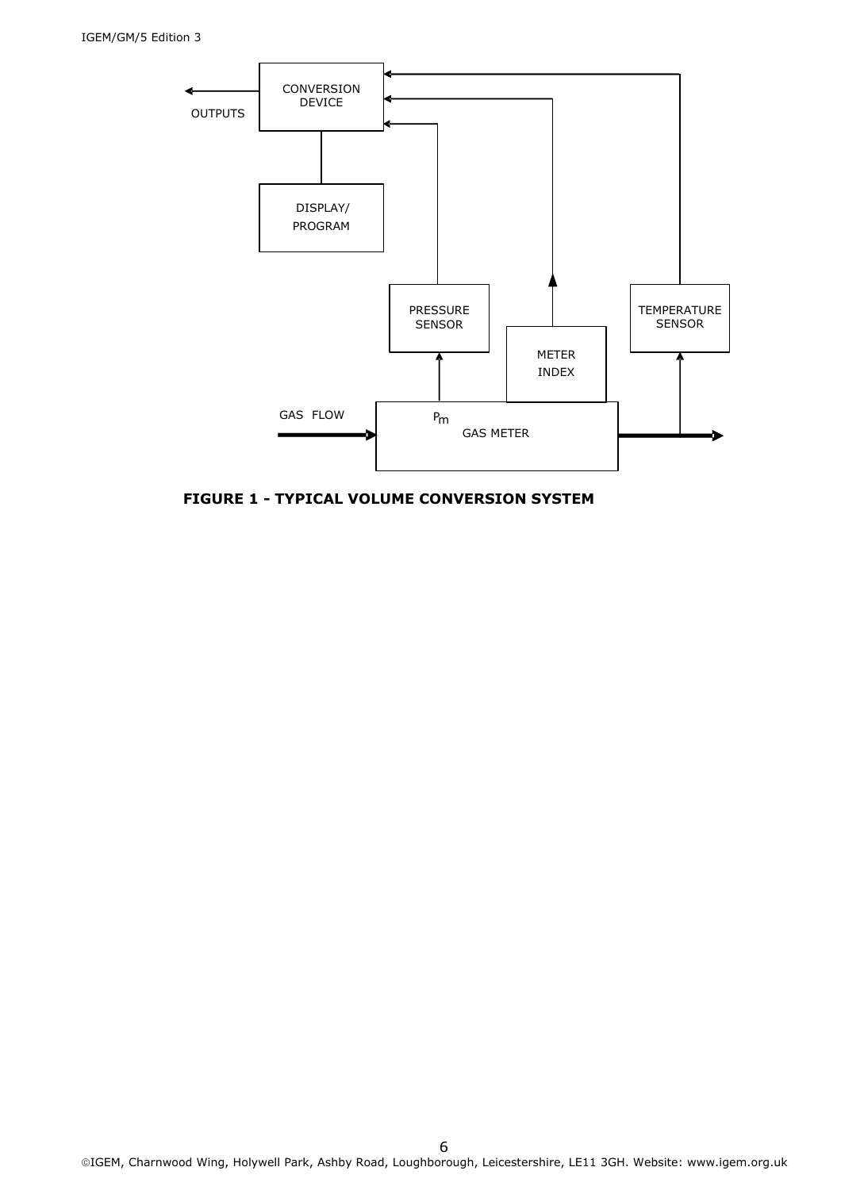CONVERSION DEVICE

OUTPUTS

DISPLAY/ PROGRAM

PRESSURE SENSOR

METER INDEX

TEMPERATURE SENSOR

GAS FLOW

$P_m$

GAS METER

**FIGURE 1 - TYPICAL VOLUME CONVERSION SYSTEM**